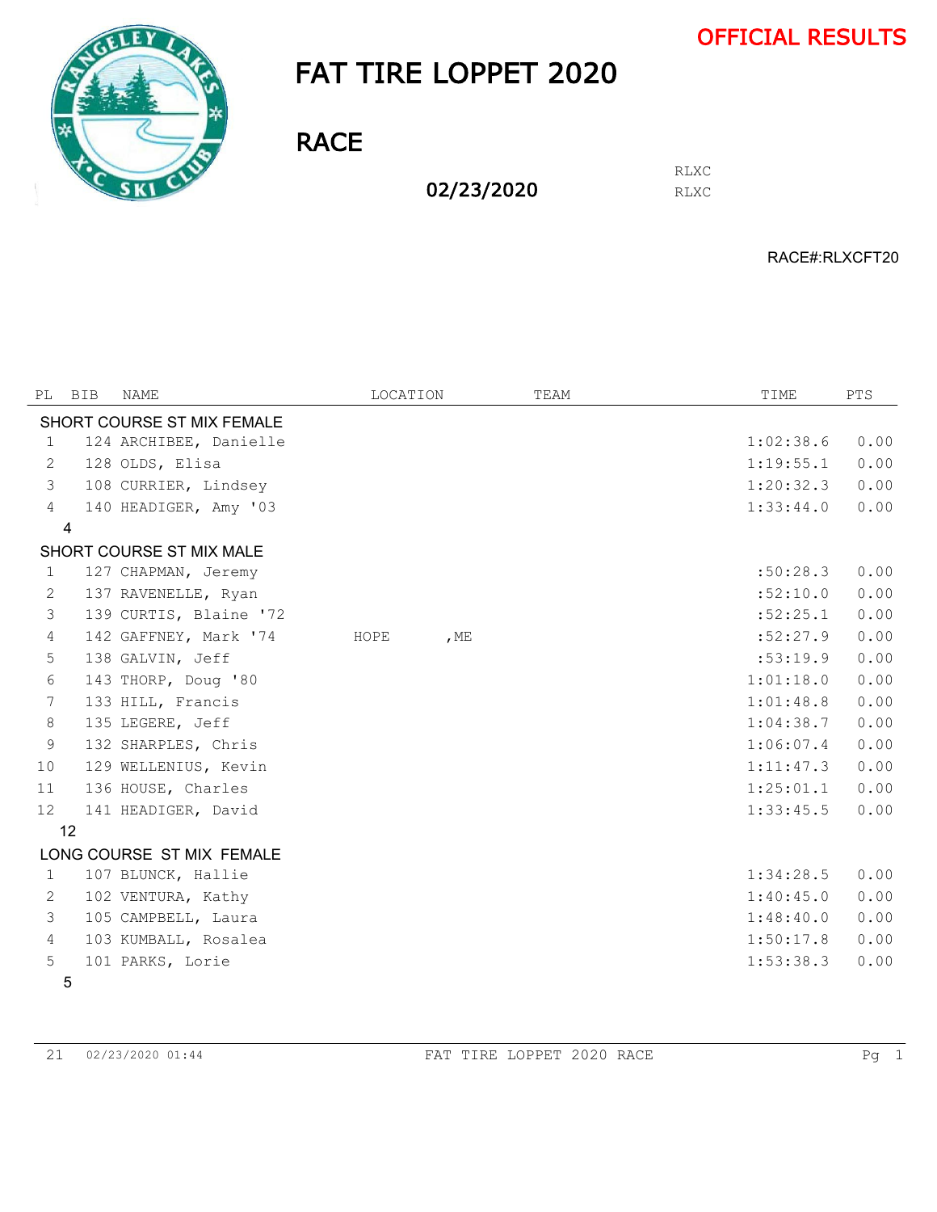**OFFICIAL RESULTS**

# FAT TIRE LOPPET 2020

## RACE

**02/23/2020**

RLXC
RLXC

RACE#:RLXCFT20

| PL | BIB | NAME | LOCATION | TEAM | TIME | PTS |
|---|---|---|---|---|---|---|
| **SHORT COURSE ST MIX FEMALE** | | | | | | |
| 1 | 124 | ARCHIBEE, Danielle | | | 1:02:38.6 | 0.00 |
| 2 | 128 | OLDS, Elisa | | | 1:19:55.1 | 0.00 |
| 3 | 108 | CURRIER, Lindsey | | | 1:20:32.3 | 0.00 |
| 4 | 140 | HEADIGER, Amy '03 | | | 1:33:44.0 | 0.00 |
| 4 | | | | | | |
| **SHORT COURSE ST MIX MALE** | | | | | | |
| 1 | 127 | CHAPMAN, Jeremy | | | :50:28.3 | 0.00 |
| 2 | 137 | RAVENELLE, Ryan | | | :52:10.0 | 0.00 |
| 3 | 139 | CURTIS, Blaine '72 | | | :52:25.1 | 0.00 |
| 4 | 142 | GAFFNEY, Mark '74 | HOPE ,ME | | :52:27.9 | 0.00 |
| 5 | 138 | GALVIN, Jeff | | | :53:19.9 | 0.00 |
| 6 | 143 | THORP, Doug '80 | | | 1:01:18.0 | 0.00 |
| 7 | 133 | HILL, Francis | | | 1:01:48.8 | 0.00 |
| 8 | 135 | LEGERE, Jeff | | | 1:04:38.7 | 0.00 |
| 9 | 132 | SHARPLES, Chris | | | 1:06:07.4 | 0.00 |
| 10 | 129 | WELLENIUS, Kevin | | | 1:11:47.3 | 0.00 |
| 11 | 136 | HOUSE, Charles | | | 1:25:01.1 | 0.00 |
| 12 | 141 | HEADIGER, David | | | 1:33:45.5 | 0.00 |
| 12 | | | | | | |
| **LONG COURSE ST MIX FEMALE** | | | | | | |
| 1 | 107 | BLUNCK, Hallie | | | 1:34:28.5 | 0.00 |
| 2 | 102 | VENTURA, Kathy | | | 1:40:45.0 | 0.00 |
| 3 | 105 | CAMPBELL, Laura | | | 1:48:40.0 | 0.00 |
| 4 | 103 | KUMBALL, Rosalea | | | 1:50:17.8 | 0.00 |
| 5 | 101 | PARKS, Lorie | | | 1:53:38.3 | 0.00 |
| 5 | | | | | | |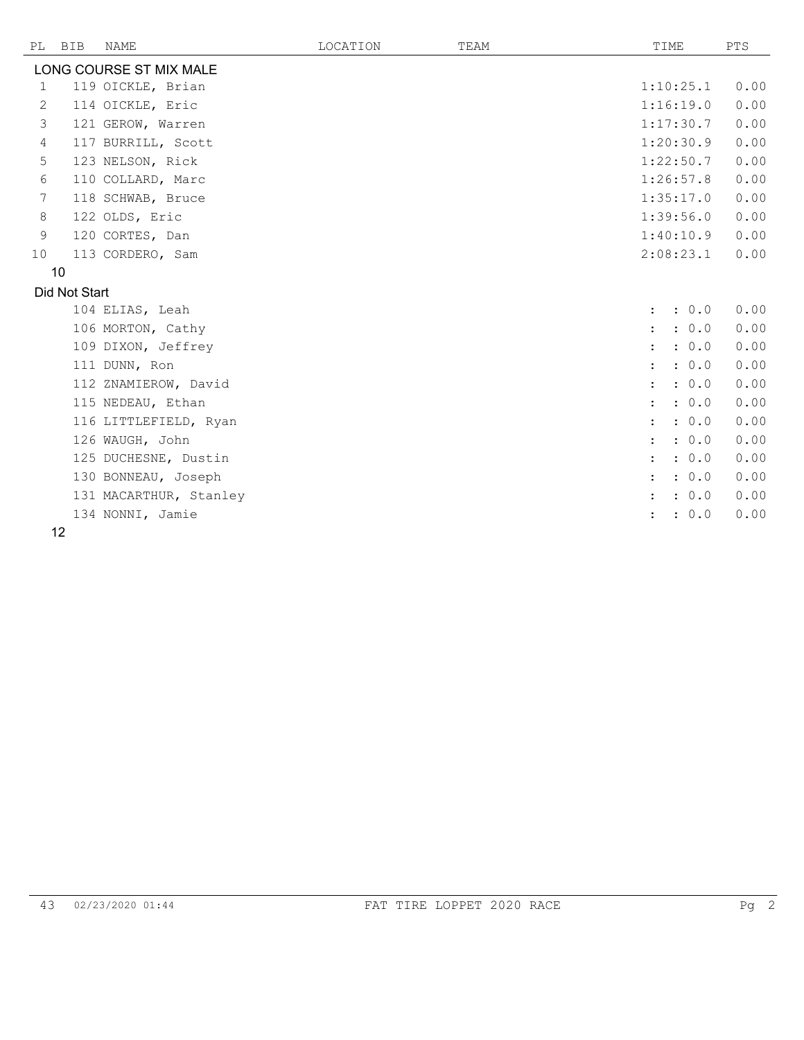| PL | BIB | NAME | LOCATION | TEAM | TIME | PTS |
|---|---|---|---|---|---|---|
| **LONG COURSE ST MIX MALE** | | | | | | |
| 1 | 119 | OICKLE, Brian | | | 1:10:25.1 | 0.00 |
| 2 | 114 | OICKLE, Eric | | | 1:16:19.0 | 0.00 |
| 3 | 121 | GEROW, Warren | | | 1:17:30.7 | 0.00 |
| 4 | 117 | BURRILL, Scott | | | 1:20:30.9 | 0.00 |
| 5 | 123 | NELSON, Rick | | | 1:22:50.7 | 0.00 |
| 6 | 110 | COLLARD, Marc | | | 1:26:57.8 | 0.00 |
| 7 | 118 | SCHWAB, Bruce | | | 1:35:17.0 | 0.00 |
| 8 | 122 | OLDS, Eric | | | 1:39:56.0 | 0.00 |
| 9 | 120 | CORTES, Dan | | | 1:40:10.9 | 0.00 |
| 10 | 113 | CORDERO, Sam | | | 2:08:23.1 | 0.00 |
| 10 | | | | | | |
| **Did Not Start** | | | | | | |
| | 104 | ELIAS, Leah | | | : : 0.0 | 0.00 |
| | 106 | MORTON, Cathy | | | : : 0.0 | 0.00 |
| | 109 | DIXON, Jeffrey | | | : : 0.0 | 0.00 |
| | 111 | DUNN, Ron | | | : : 0.0 | 0.00 |
| | 112 | ZNAMIEROW, David | | | : : 0.0 | 0.00 |
| | 115 | NEDEAU, Ethan | | | : : 0.0 | 0.00 |
| | 116 | LITTLEFIELD, Ryan | | | : : 0.0 | 0.00 |
| | 126 | WAUGH, John | | | : : 0.0 | 0.00 |
| | 125 | DUCHESNE, Dustin | | | : : 0.0 | 0.00 |
| | 130 | BONNEAU, Joseph | | | : : 0.0 | 0.00 |
| | 131 | MACARTHUR, Stanley | | | : : 0.0 | 0.00 |
| | 134 | NONNI, Jamie | | | : : 0.0 | 0.00 |
| 12 | | | | | | |